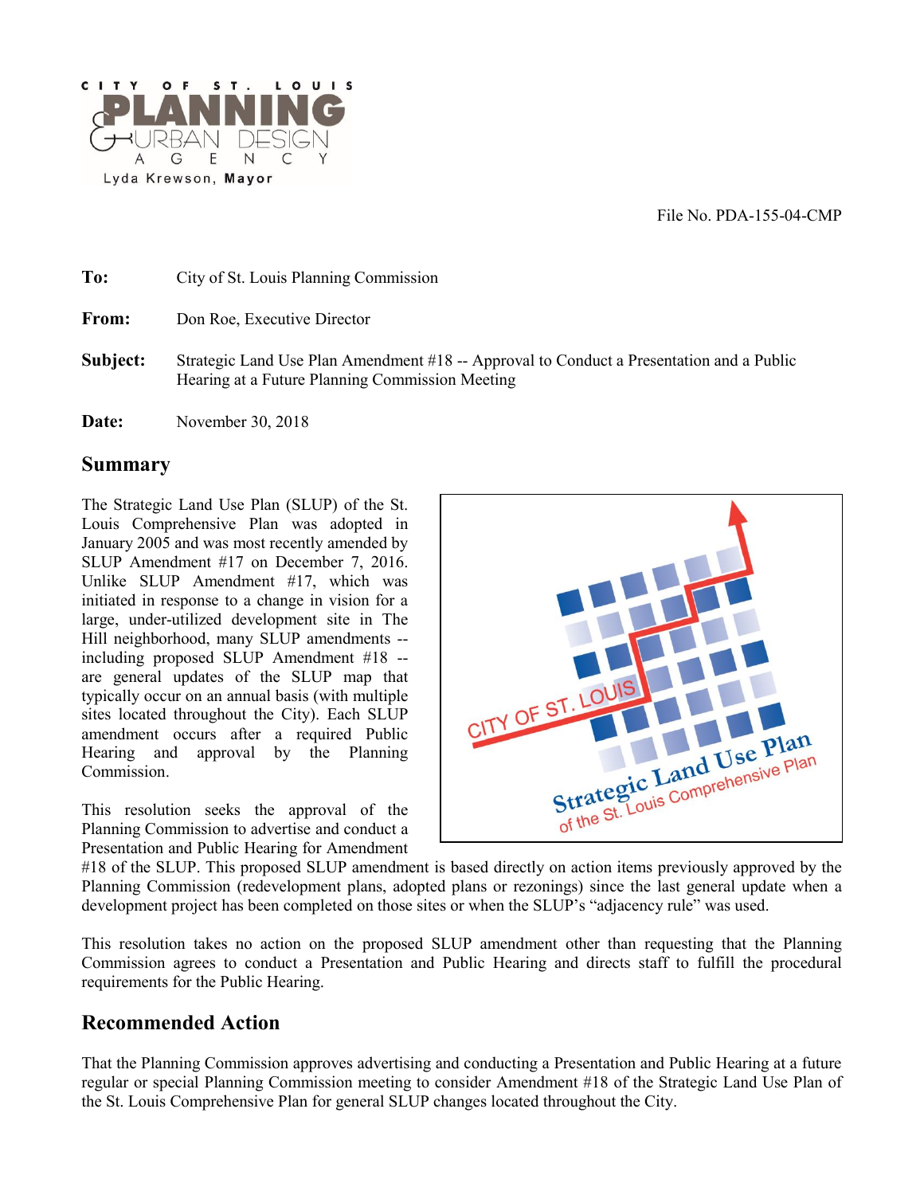CITY OF ST. LOUIS PLANNING & URBAN DESIGN AGENCY
Lyda Krewson, **Mayor**

File No. PDA-155-04-CMP

**To:** City of St. Louis Planning Commission

**From:** Don Roe, Executive Director

**Subject:** Strategic Land Use Plan Amendment #18 -- Approval to Conduct a Presentation and a Public Hearing at a Future Planning Commission Meeting

**Date:** November 30, 2018

## Summary

The Strategic Land Use Plan (SLUP) of the St. Louis Comprehensive Plan was adopted in January 2005 and was most recently amended by SLUP Amendment #17 on December 7, 2016. Unlike SLUP Amendment #17, which was initiated in response to a change in vision for a large, under-utilized development site in The Hill neighborhood, many SLUP amendments -- including proposed SLUP Amendment #18 -- are general updates of the SLUP map that typically occur on an annual basis (with multiple sites located throughout the City). Each SLUP amendment occurs after a required Public Hearing and approval by the Planning Commission.

This resolution seeks the approval of the Planning Commission to advertise and conduct a Presentation and Public Hearing for Amendment #18 of the SLUP. This proposed SLUP amendment is based directly on action items previously approved by the Planning Commission (redevelopment plans, adopted plans or rezonings) since the last general update when a development project has been completed on those sites or when the SLUP's "adjacency rule" was used.

This resolution takes no action on the proposed SLUP amendment other than requesting that the Planning Commission agrees to conduct a Presentation and Public Hearing and directs staff to fulfill the procedural requirements for the Public Hearing.

## Recommended Action

That the Planning Commission approves advertising and conducting a Presentation and Public Hearing at a future regular or special Planning Commission meeting to consider Amendment #18 of the Strategic Land Use Plan of the St. Louis Comprehensive Plan for general SLUP changes located throughout the City.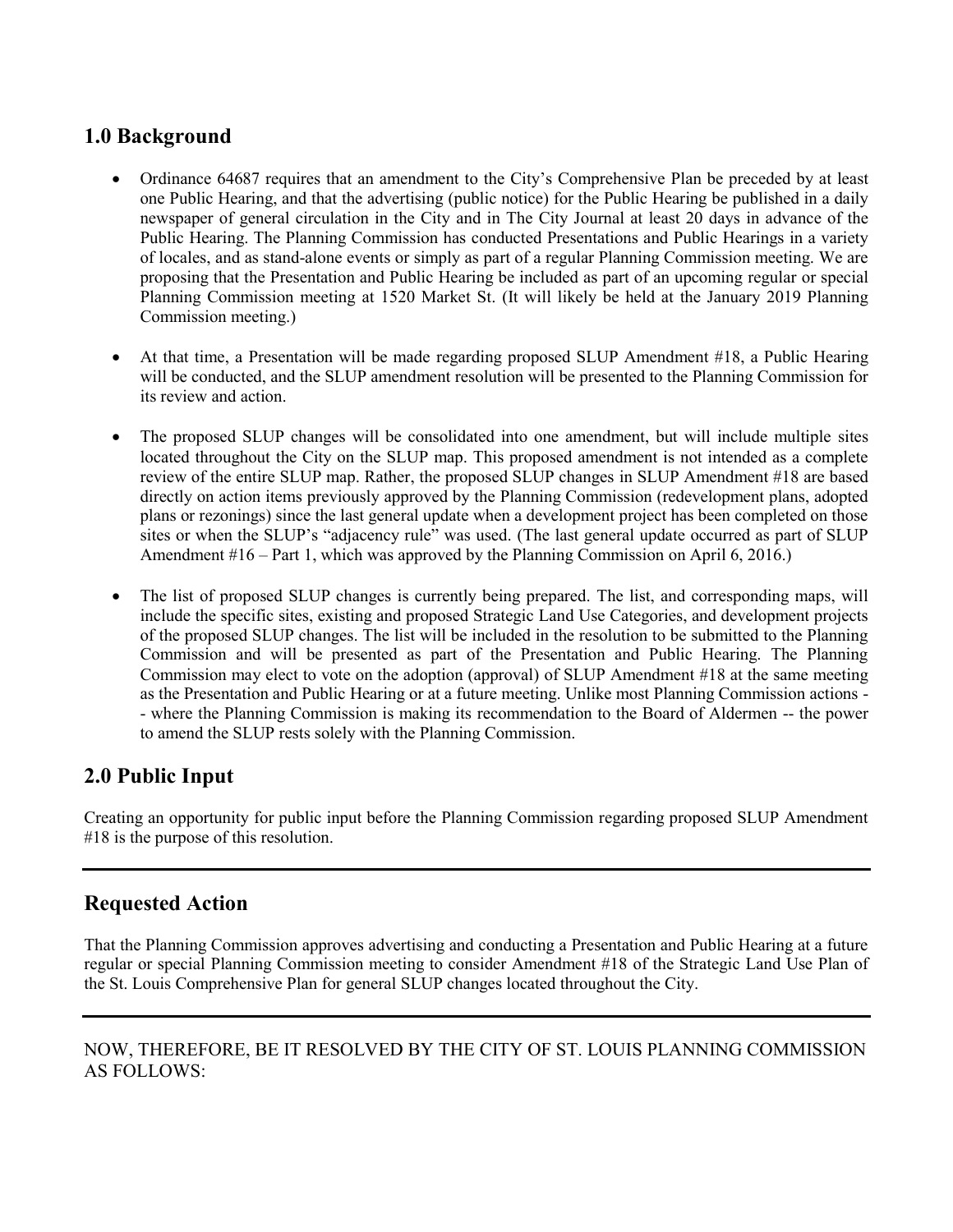## 1.0 Background

- Ordinance 64687 requires that an amendment to the City's Comprehensive Plan be preceded by at least one Public Hearing, and that the advertising (public notice) for the Public Hearing be published in a daily newspaper of general circulation in the City and in The City Journal at least 20 days in advance of the Public Hearing. The Planning Commission has conducted Presentations and Public Hearings in a variety of locales, and as stand-alone events or simply as part of a regular Planning Commission meeting. We are proposing that the Presentation and Public Hearing be included as part of an upcoming regular or special Planning Commission meeting at 1520 Market St. (It will likely be held at the January 2019 Planning Commission meeting.)

- At that time, a Presentation will be made regarding proposed SLUP Amendment #18, a Public Hearing will be conducted, and the SLUP amendment resolution will be presented to the Planning Commission for its review and action.

- The proposed SLUP changes will be consolidated into one amendment, but will include multiple sites located throughout the City on the SLUP map. This proposed amendment is not intended as a complete review of the entire SLUP map. Rather, the proposed SLUP changes in SLUP Amendment #18 are based directly on action items previously approved by the Planning Commission (redevelopment plans, adopted plans or rezonings) since the last general update when a development project has been completed on those sites or when the SLUP's "adjacency rule" was used. (The last general update occurred as part of SLUP Amendment #16 – Part 1, which was approved by the Planning Commission on April 6, 2016.)

- The list of proposed SLUP changes is currently being prepared. The list, and corresponding maps, will include the specific sites, existing and proposed Strategic Land Use Categories, and development projects of the proposed SLUP changes. The list will be included in the resolution to be submitted to the Planning Commission and will be presented as part of the Presentation and Public Hearing. The Planning Commission may elect to vote on the adoption (approval) of SLUP Amendment #18 at the same meeting as the Presentation and Public Hearing or at a future meeting. Unlike most Planning Commission actions -- where the Planning Commission is making its recommendation to the Board of Aldermen -- the power to amend the SLUP rests solely with the Planning Commission.

## 2.0 Public Input

Creating an opportunity for public input before the Planning Commission regarding proposed SLUP Amendment #18 is the purpose of this resolution.

---

## Requested Action

That the Planning Commission approves advertising and conducting a Presentation and Public Hearing at a future regular or special Planning Commission meeting to consider Amendment #18 of the Strategic Land Use Plan of the St. Louis Comprehensive Plan for general SLUP changes located throughout the City.

---

NOW, THEREFORE, BE IT RESOLVED BY THE CITY OF ST. LOUIS PLANNING COMMISSION AS FOLLOWS: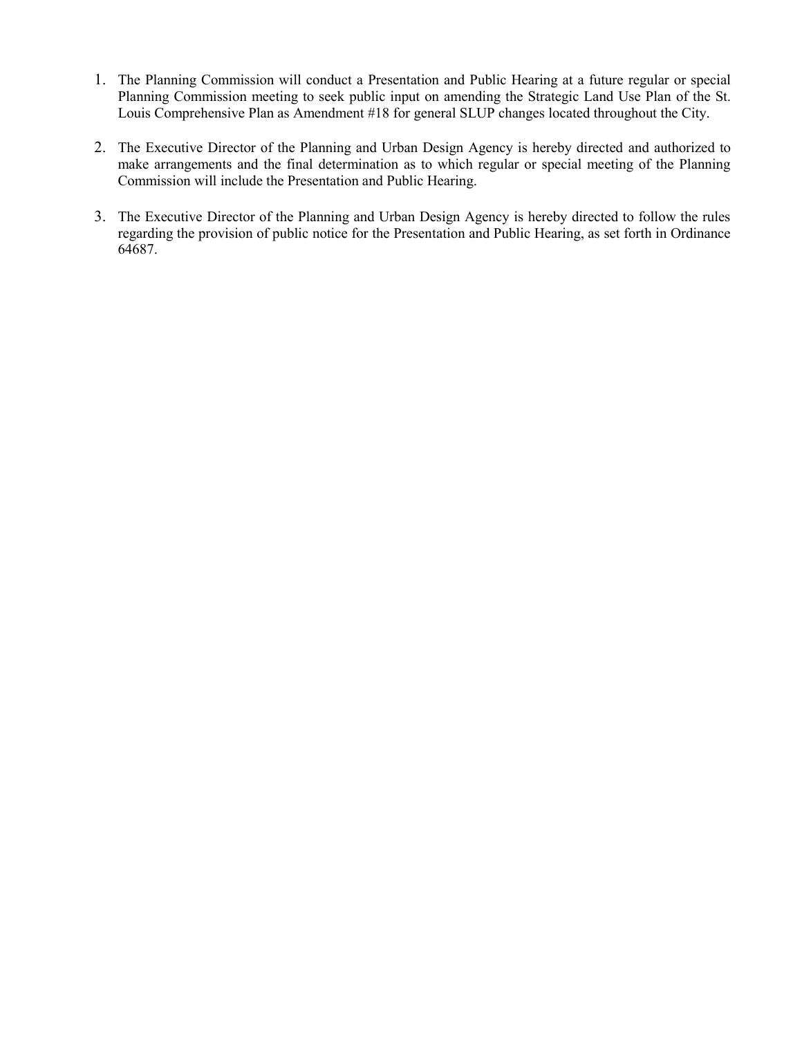1. The Planning Commission will conduct a Presentation and Public Hearing at a future regular or special Planning Commission meeting to seek public input on amending the Strategic Land Use Plan of the St. Louis Comprehensive Plan as Amendment #18 for general SLUP changes located throughout the City.

2. The Executive Director of the Planning and Urban Design Agency is hereby directed and authorized to make arrangements and the final determination as to which regular or special meeting of the Planning Commission will include the Presentation and Public Hearing.

3. The Executive Director of the Planning and Urban Design Agency is hereby directed to follow the rules regarding the provision of public notice for the Presentation and Public Hearing, as set forth in Ordinance 64687.